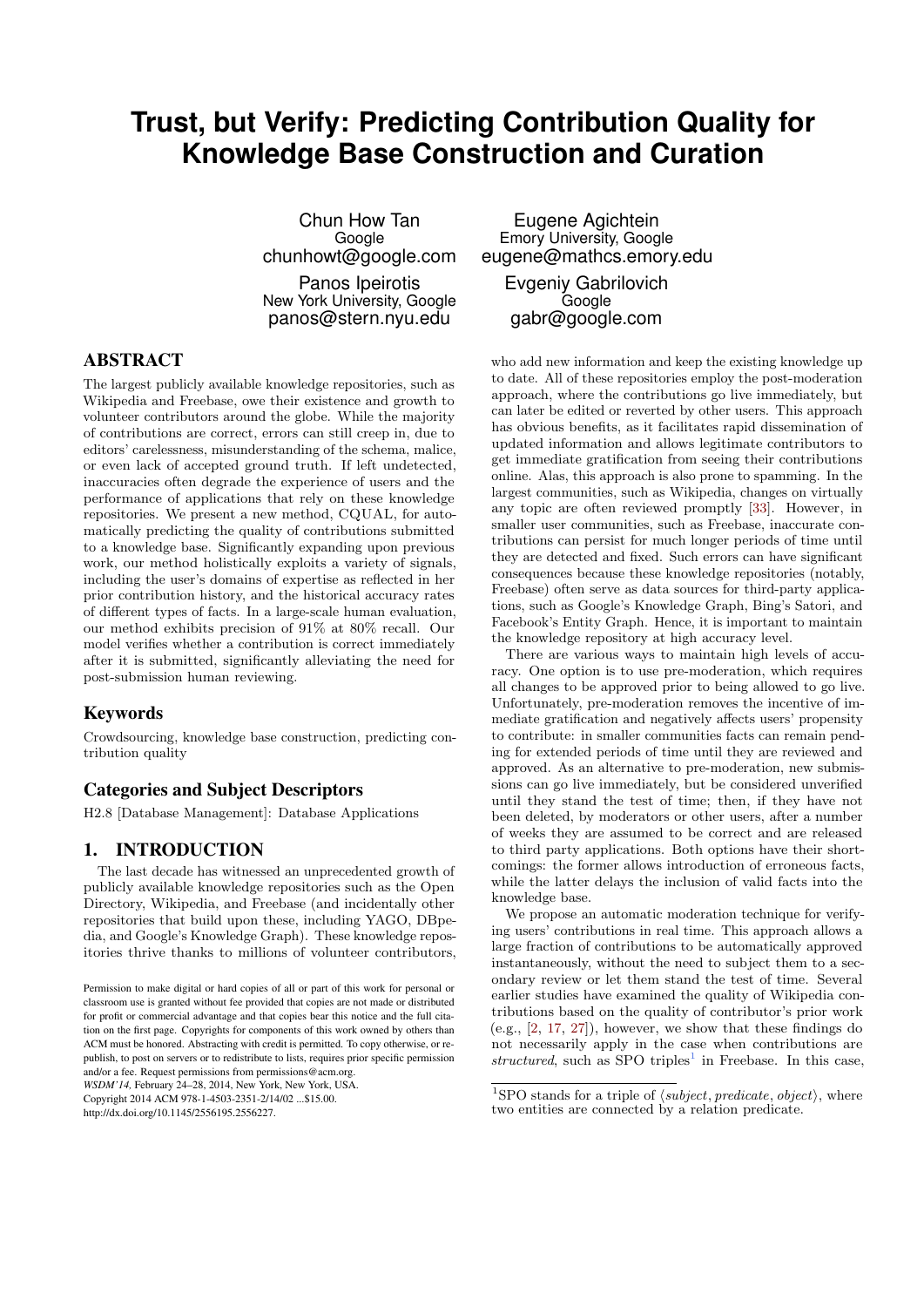# Trust, but Verify: Predicting Contribution Quality for Knowledge Base Construction and Curation

Chun How Tan
Google
chunhowt@google.com

Eugene Agichtein
Emory University, Google
eugene@mathcs.emory.edu

Panos Ipeirotis
New York University, Google
panos@stern.nyu.edu

Evgeniy Gabrilovich
Google
gabr@google.com

## ABSTRACT

The largest publicly available knowledge repositories, such as Wikipedia and Freebase, owe their existence and growth to volunteer contributors around the globe. While the majority of contributions are correct, errors can still creep in, due to editors' carelessness, misunderstanding of the schema, malice, or even lack of accepted ground truth. If left undetected, inaccuracies often degrade the experience of users and the performance of applications that rely on these knowledge repositories. We present a new method, CQUAL, for automatically predicting the quality of contributions submitted to a knowledge base. Significantly expanding upon previous work, our method holistically exploits a variety of signals, including the user's domains of expertise as reflected in her prior contribution history, and the historical accuracy rates of different types of facts. In a large-scale human evaluation, our method exhibits precision of 91% at 80% recall. Our model verifies whether a contribution is correct immediately after it is submitted, significantly alleviating the need for post-submission human reviewing.

### Keywords

Crowdsourcing, knowledge base construction, predicting contribution quality

### Categories and Subject Descriptors

H2.8 [Database Management]: Database Applications

## 1. INTRODUCTION

The last decade has witnessed an unprecedented growth of publicly available knowledge repositories such as the Open Directory, Wikipedia, and Freebase (and incidentally other repositories that build upon these, including YAGO, DBpedia, and Google's Knowledge Graph). These knowledge repositories thrive thanks to millions of volunteer contributors, who add new information and keep the existing knowledge up to date. All of these repositories employ the post-moderation approach, where the contributions go live immediately, but can later be edited or reverted by other users. This approach has obvious benefits, as it facilitates rapid dissemination of updated information and allows legitimate contributors to get immediate gratification from seeing their contributions online. Alas, this approach is also prone to spamming. In the largest communities, such as Wikipedia, changes on virtually any topic are often reviewed promptly [33]. However, in smaller user communities, such as Freebase, inaccurate contributions can persist for much longer periods of time until they are detected and fixed. Such errors can have significant consequences because these knowledge repositories (notably, Freebase) often serve as data sources for third-party applications, such as Google's Knowledge Graph, Bing's Satori, and Facebook's Entity Graph. Hence, it is important to maintain the knowledge repository at high accuracy level.

There are various ways to maintain high levels of accuracy. One option is to use pre-moderation, which requires all changes to be approved prior to being allowed to go live. Unfortunately, pre-moderation removes the incentive of immediate gratification and negatively affects users' propensity to contribute: in smaller communities facts can remain pending for extended periods of time until they are reviewed and approved. As an alternative to pre-moderation, new submissions can go live immediately, but be considered unverified until they stand the test of time; then, if they have not been deleted, by moderators or other users, after a number of weeks they are assumed to be correct and are released to third party applications. Both options have their shortcomings: the former allows introduction of erroneous facts, while the latter delays the inclusion of valid facts into the knowledge base.

We propose an automatic moderation technique for verifying users' contributions in real time. This approach allows a large fraction of contributions to be automatically approved instantaneously, without the need to subject them to a secondary review or let them stand the test of time. Several earlier studies have examined the quality of Wikipedia contributions based on the quality of contributor's prior work (e.g., [2, 17, 27]), however, we show that these findings do not necessarily apply in the case when contributions are *structured*, such as SPO triples[1] in Freebase. In this case,

[1] SPO stands for a triple of $\langle subject, predicate, object \rangle$, where two entities are connected by a relation predicate.

Permission to make digital or hard copies of all or part of this work for personal or classroom use is granted without fee provided that copies are not made or distributed for profit or commercial advantage and that copies bear this notice and the full citation on the first page. Copyrights for components of this work owned by others than ACM must be honored. Abstracting with credit is permitted. To copy otherwise, or republish, to post on servers or to redistribute to lists, requires prior specific permission and/or a fee. Request permissions from permissions@acm.org.
*WSDM'14,* February 24–28, 2014, New York, New York, USA.
Copyright 2014 ACM 978-1-4503-2351-2/14/02 ...$15.00.
http://dx.doi.org/10.1145/2556195.2556227.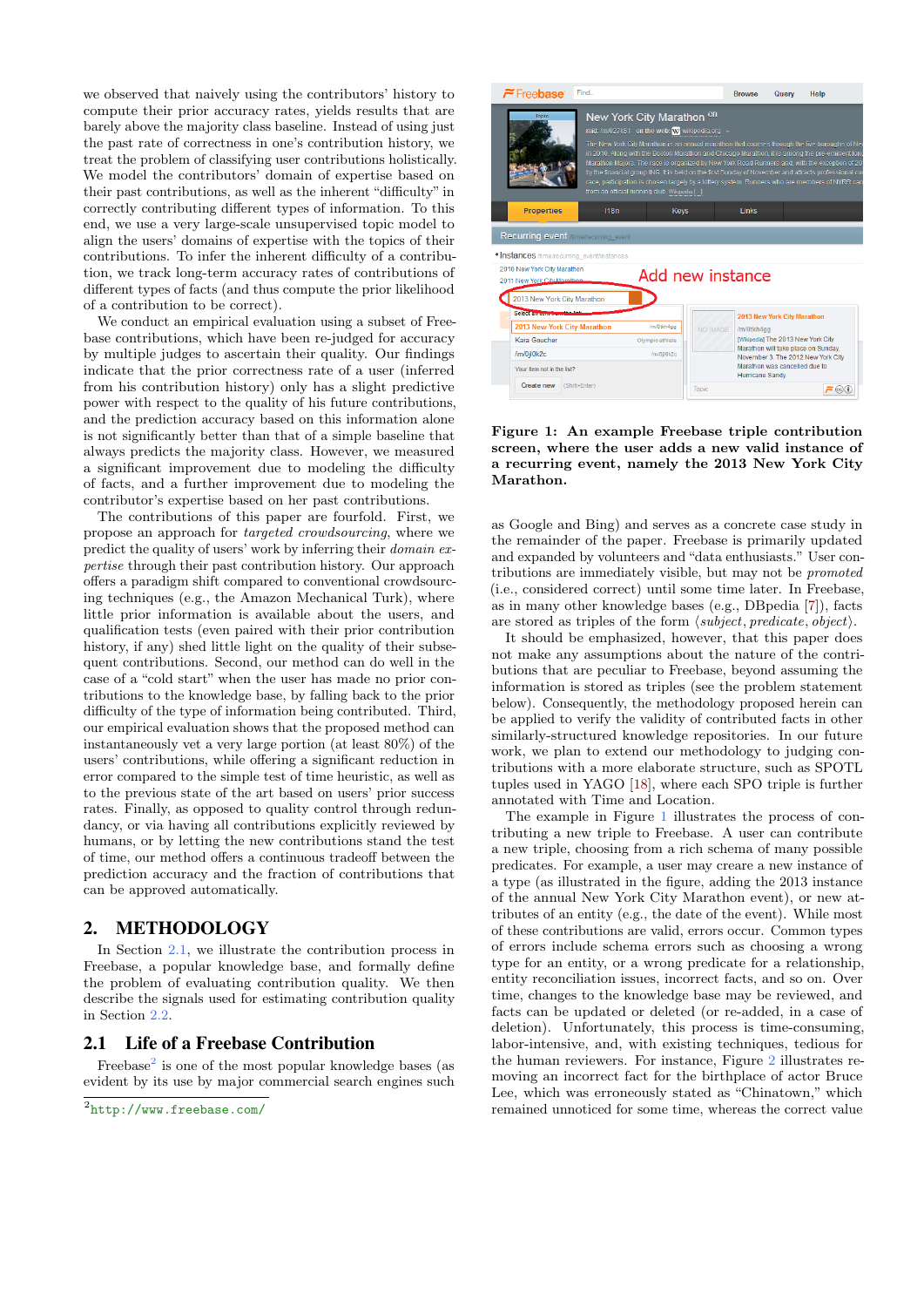we observed that naively using the contributors' history to compute their prior accuracy rates, yields results that are barely above the majority class baseline. Instead of using just the past rate of correctness in one's contribution history, we treat the problem of classifying user contributions holistically. We model the contributors' domain of expertise based on their past contributions, as well as the inherent "difficulty" in correctly contributing different types of information. To this end, we use a very large-scale unsupervised topic model to align the users' domains of expertise with the topics of their contributions. To infer the inherent difficulty of a contribution, we track long-term accuracy rates of contributions of different types of facts (and thus compute the prior likelihood of a contribution to be correct).

We conduct an empirical evaluation using a subset of Freebase contributions, which have been re-judged for accuracy by multiple judges to ascertain their quality. Our findings indicate that the prior correctness rate of a user (inferred from his contribution history) only has a slight predictive power with respect to the quality of his future contributions, and the prediction accuracy based on this information alone is not significantly better than that of a simple baseline that always predicts the majority class. However, we measured a significant improvement due to modeling the difficulty of facts, and a further improvement due to modeling the contributor's expertise based on her past contributions.

The contributions of this paper are fourfold. First, we propose an approach for *targeted crowdsourcing*, where we predict the quality of users' work by inferring their *domain expertise* through their past contribution history. Our approach offers a paradigm shift compared to conventional crowdsourcing techniques (e.g., the Amazon Mechanical Turk), where little prior information is available about the users, and qualification tests (even paired with their prior contribution history, if any) shed little light on the quality of their subsequent contributions. Second, our method can do well in the case of a "cold start" when the user has made no prior contributions to the knowledge base, by falling back to the prior difficulty of the type of information being contributed. Third, our empirical evaluation shows that the proposed method can instantaneously vet a very large portion (at least 80%) of the users' contributions, while offering a significant reduction in error compared to the simple test of time heuristic, as well as to the previous state of the art based on users' prior success rates. Finally, as opposed to quality control through redundancy, or via having all contributions explicitly reviewed by humans, or by letting the new contributions stand the test of time, our method offers a continuous tradeoff between the prediction accuracy and the fraction of contributions that can be approved automatically.

## 2. METHODOLOGY

In Section 2.1, we illustrate the contribution process in Freebase, a popular knowledge base, and formally define the problem of evaluating contribution quality. We then describe the signals used for estimating contribution quality in Section 2.2.

### 2.1 Life of a Freebase Contribution

Freebase[2] is one of the most popular knowledge bases (as evident by its use by major commercial search engines such as Google and Bing) and serves as a concrete case study in the remainder of the paper. Freebase is primarily updated and expanded by volunteers and "data enthusiasts." User contributions are immediately visible, but may not be *promoted* (i.e., considered correct) until some time later. In Freebase, as in many other knowledge bases (e.g., DBpedia [7]), facts are stored as triples of the form ⟨*subject*, *predicate*, *object*⟩.

[2] http://www.freebase.com/

**Figure 1: An example Freebase triple contribution screen, where the user adds a new valid instance of a recurring event, namely the 2013 New York City Marathon.**

It should be emphasized, however, that this paper does not make any assumptions about the nature of the contributions that are peculiar to Freebase, beyond assuming the information is stored as triples (see the problem statement below). Consequently, the methodology proposed herein can be applied to verify the validity of contributed facts in other similarly-structured knowledge repositories. In our future work, we plan to extend our methodology to judging contributions with a more elaborate structure, such as SPOTL tuples used in YAGO [18], where each SPO triple is further annotated with Time and Location.

The example in Figure 1 illustrates the process of contributing a new triple to Freebase. A user can contribute a new triple, choosing from a rich schema of many possible predicates. For example, a user may creare a new instance of a type (as illustrated in the figure, adding the 2013 instance of the annual New York City Marathon event), or new attributes of an entity (e.g., the date of the event). While most of these contributions are valid, errors occur. Common types of errors include schema errors such as choosing a wrong type for an entity, or a wrong predicate for a relationship, entity reconciliation issues, incorrect facts, and so on. Over time, changes to the knowledge base may be reviewed, and facts can be updated or deleted (or re-added, in a case of deletion). Unfortunately, this process is time-consuming, labor-intensive, and, with existing techniques, tedious for the human reviewers. For instance, Figure 2 illustrates removing an incorrect fact for the birthplace of actor Bruce Lee, which was erroneously stated as "Chinatown," which remained unnoticed for some time, whereas the correct value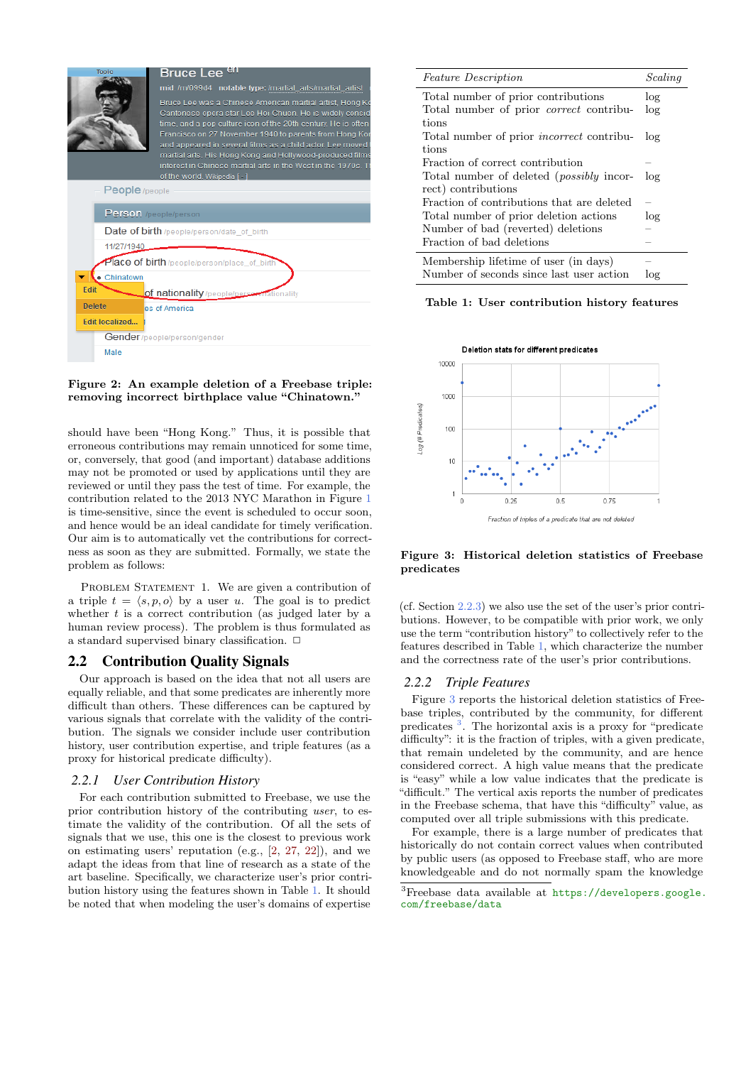Figure 2: An example deletion of a Freebase triple: removing incorrect birthplace value "Chinatown."

should have been "Hong Kong." Thus, it is possible that erroneous contributions may remain unnoticed for some time, or, conversely, that good (and important) database additions may not be promoted or used by applications until they are reviewed or until they pass the test of time. For example, the contribution related to the 2013 NYC Marathon in Figure 1 is time-sensitive, since the event is scheduled to occur soon, and hence would be an ideal candidate for timely verification. Our aim is to automatically vet the contributions for correctness as soon as they are submitted. Formally, we state the problem as follows:

Problem Statement 1. We are given a contribution of a triple $t = \langle s, p, o \rangle$ by a user $u$. The goal is to predict whether $t$ is a correct contribution (as judged later by a human review process). The problem is thus formulated as a standard supervised binary classification. □

## 2.2 Contribution Quality Signals

Our approach is based on the idea that not all users are equally reliable, and that some predicates are inherently more difficult than others. These differences can be captured by various signals that correlate with the validity of the contribution. The signals we consider include user contribution history, user contribution expertise, and triple features (as a proxy for historical predicate difficulty).

### 2.2.1 User Contribution History

For each contribution submitted to Freebase, we use the prior contribution history of the contributing *user*, to estimate the validity of the contribution. Of all the sets of signals that we use, this one is the closest to previous work on estimating users' reputation (e.g., [2, 27, 22]), and we adapt the ideas from that line of research as a state of the art baseline. Specifically, we characterize user's prior contribution history using the features shown in Table 1. It should be noted that when modeling the user's domains of expertise

| *Feature Description* | *Scaling* |
|---|---|
| Total number of prior contributions | log |
| Total number of prior *correct* contributions | log |
| Total number of prior *incorrect* contributions | log |
| Fraction of correct contribution | – |
| Total number of deleted (*possibly* incorrect) contributions | log |
| Fraction of contributions that are deleted | – |
| Total number of prior deletion actions | log |
| Number of bad (reverted) deletions | – |
| Fraction of bad deletions | – |
| Membership lifetime of user (in days) | – |
| Number of seconds since last user action | log |

Table 1: User contribution history features

Figure 3: Historical deletion statistics of Freebase predicates

(cf. Section 2.2.3) we also use the set of the user's prior contributions. However, to be compatible with prior work, we only use the term "contribution history" to collectively refer to the features described in Table 1, which characterize the number and the correctness rate of the user's prior contributions.

### 2.2.2 Triple Features

Figure 3 reports the historical deletion statistics of Freebase triples, contributed by the community, for different predicates [3]. The horizontal axis is a proxy for "predicate difficulty": it is the fraction of triples, with a given predicate, that remain undeleted by the community, and are hence considered correct. A high value means that the predicate is "easy" while a low value indicates that the predicate is "difficult." The vertical axis reports the number of predicates in the Freebase schema, that have this "difficulty" value, as computed over all triple submissions with this predicate.

For example, there is a large number of predicates that historically do not contain correct values when contributed by public users (as opposed to Freebase staff, who are more knowledgeable and do not normally spam the knowledge

[3] Freebase data available at https://developers.google.com/freebase/data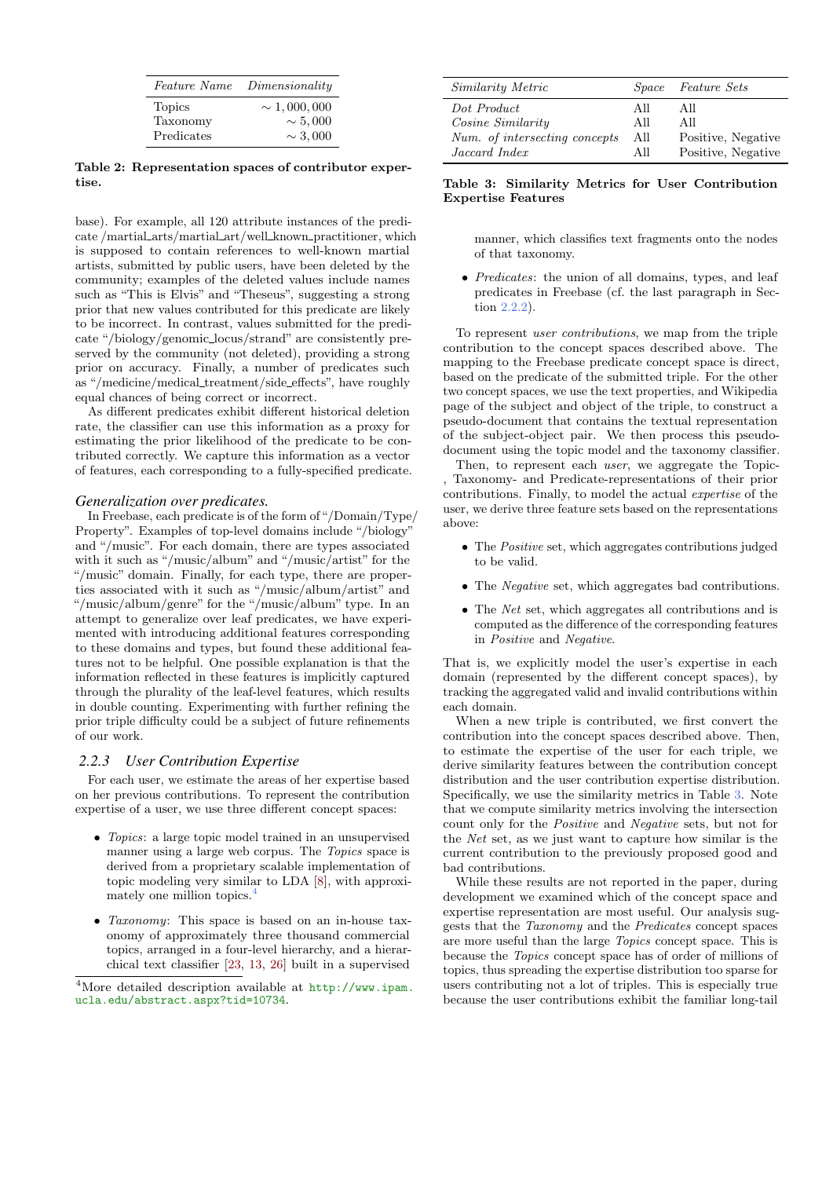| *Feature Name* | *Dimensionality* |
|---|---|
| Topics | $\sim 1,000,000$ |
| Taxonomy | $\sim 5,000$ |
| Predicates | $\sim 3,000$ |

**Table 2: Representation spaces of contributor expertise.**

base). For example, all 120 attribute instances of the predicate /martial_arts/martial_art/well_known_practitioner, which is supposed to contain references to well-known martial artists, submitted by public users, have been deleted by the community; examples of the deleted values include names such as "This is Elvis" and "Theseus", suggesting a strong prior that new values contributed for this predicate are likely to be incorrect. In contrast, values submitted for the predicate "/biology/genomic_locus/strand" are consistently preserved by the community (not deleted), providing a strong prior on accuracy. Finally, a number of predicates such as "/medicine/medical_treatment/side_effects", have roughly equal chances of being correct or incorrect.

As different predicates exhibit different historical deletion rate, the classifier can use this information as a proxy for estimating the prior likelihood of the predicate to be contributed correctly. We capture this information as a vector of features, each corresponding to a fully-specified predicate.

#### Generalization over predicates.

In Freebase, each predicate is of the form of "/Domain/Type/Property". Examples of top-level domains include "/biology" and "/music". For each domain, there are types associated with it such as "/music/album" and "/music/artist" for the "/music" domain. Finally, for each type, there are properties associated with it such as "/music/album/artist" and "/music/album/genre" for the "/music/album" type. In an attempt to generalize over leaf predicates, we have experimented with introducing additional features corresponding to these domains and types, but found these additional features not to be helpful. One possible explanation is that the information reflected in these features is implicitly captured through the plurality of the leaf-level features, which results in double counting. Experimenting with further refining the prior triple difficulty could be a subject of future refinements of our work.

### 2.2.3 User Contribution Expertise

For each user, we estimate the areas of her expertise based on her previous contributions. To represent the contribution expertise of a user, we use three different concept spaces:

- *Topics*: a large topic model trained in an unsupervised manner using a large web corpus. The *Topics* space is derived from a proprietary scalable implementation of topic modeling very similar to LDA [8], with approximately one million topics.[4]
- *Taxonomy*: This space is based on an in-house taxonomy of approximately three thousand commercial topics, arranged in a four-level hierarchy, and a hierarchical text classifier [23, 13, 26] built in a supervised manner, which classifies text fragments onto the nodes of that taxonomy.
- *Predicates*: the union of all domains, types, and leaf predicates in Freebase (cf. the last paragraph in Section 2.2.2).

[4]More detailed description available at http://www.ipam.ucla.edu/abstract.aspx?tid=10734.

| *Similarity Metric* | *Space* | *Feature Sets* |
|---|---|---|
| *Dot Product* | All | All |
| *Cosine Similarity* | All | All |
| *Num. of intersecting concepts* | All | Positive, Negative |
| *Jaccard Index* | All | Positive, Negative |

**Table 3: Similarity Metrics for User Contribution Expertise Features**

To represent *user contributions*, we map from the triple contribution to the concept spaces described above. The mapping to the Freebase predicate concept space is direct, based on the predicate of the submitted triple. For the other two concept spaces, we use the text properties, and Wikipedia page of the subject and object of the triple, to construct a pseudo-document that contains the textual representation of the subject-object pair. We then process this pseudo-document using the topic model and the taxonomy classifier.

Then, to represent each *user*, we aggregate the Topic-, Taxonomy- and Predicate-representations of their prior contributions. Finally, to model the actual *expertise* of the user, we derive three feature sets based on the representations above:

- The *Positive* set, which aggregates contributions judged to be valid.
- The *Negative* set, which aggregates bad contributions.
- The *Net* set, which aggregates all contributions and is computed as the difference of the corresponding features in *Positive* and *Negative*.

That is, we explicitly model the user's expertise in each domain (represented by the different concept spaces), by tracking the aggregated valid and invalid contributions within each domain.

When a new triple is contributed, we first convert the contribution into the concept spaces described above. Then, to estimate the expertise of the user for each triple, we derive similarity features between the contribution concept distribution and the user contribution expertise distribution. Specifically, we use the similarity metrics in Table 3. Note that we compute similarity metrics involving the intersection count only for the *Positive* and *Negative* sets, but not for the *Net* set, as we just want to capture how similar is the current contribution to the previously proposed good and bad contributions.

While these results are not reported in the paper, during development we examined which of the concept space and expertise representation are most useful. Our analysis suggests that the *Taxonomy* and the *Predicates* concept spaces are more useful than the large *Topics* concept space. This is because the *Topics* concept space has of order of millions of topics, thus spreading the expertise distribution too sparse for users contributing not a lot of triples. This is especially true because the user contributions exhibit the familiar long-tail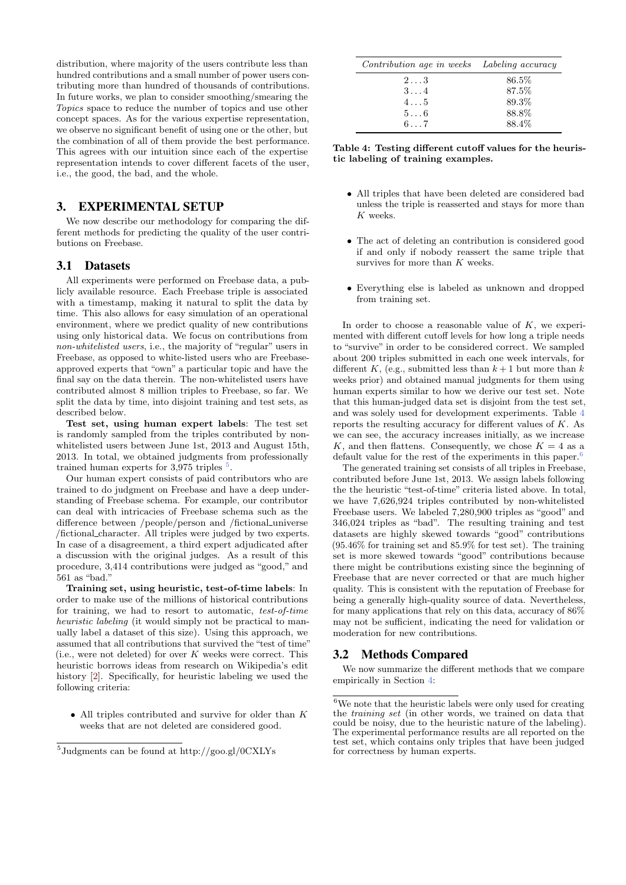distribution, where majority of the users contribute less than hundred contributions and a small number of power users contributing more than hundred of thousands of contributions. In future works, we plan to consider smoothing/smearing the *Topics* space to reduce the number of topics and use other concept spaces. As for the various expertise representation, we observe no significant benefit of using one or the other, but the combination of all of them provide the best performance. This agrees with our intuition since each of the expertise representation intends to cover different facets of the user, i.e., the good, the bad, and the whole.

## 3. EXPERIMENTAL SETUP

We now describe our methodology for comparing the different methods for predicting the quality of the user contributions on Freebase.

### 3.1 Datasets

All experiments were performed on Freebase data, a publicly available resource. Each Freebase triple is associated with a timestamp, making it natural to split the data by time. This also allows for easy simulation of an operational environment, where we predict quality of new contributions using only historical data. We focus on contributions from *non-whitelisted users*, i.e., the majority of "regular" users in Freebase, as opposed to white-listed users who are Freebase-approved experts that "own" a particular topic and have the final say on the data therein. The non-whitelisted users have contributed almost 8 million triples to Freebase, so far. We split the data by time, into disjoint training and test sets, as described below.

**Test set, using human expert labels**: The test set is randomly sampled from the triples contributed by non-whitelisted users between June 1st, 2013 and August 15th, 2013. In total, we obtained judgments from professionally trained human experts for 3,975 triples [5].

Our human expert consists of paid contributors who are trained to do judgment on Freebase and have a deep understanding of Freebase schema. For example, our contributor can deal with intricacies of Freebase schema such as the difference between /people/person and /fictional_universe /fictional_character. All triples were judged by two experts. In case of a disagreement, a third expert adjudicated after a discussion with the original judges. As a result of this procedure, 3,414 contributions were judged as "good," and 561 as "bad."

**Training set, using heuristic, test-of-time labels**: In order to make use of the millions of historical contributions for training, we had to resort to automatic, *test-of-time heuristic labeling* (it would simply not be practical to manually label a dataset of this size). Using this approach, we assumed that all contributions that survived the "test of time" (i.e., were not deleted) for over $K$ weeks were correct. This heuristic borrows ideas from research on Wikipedia's edit history [2]. Specifically, for heuristic labeling we used the following criteria:

- All triples contributed and survive for older than $K$ weeks that are not deleted are considered good.
- All triples that have been deleted are considered bad unless the triple is reasserted and stays for more than $K$ weeks.
- The act of deleting an contribution is considered good if and only if nobody reassert the same triple that survives for more than $K$ weeks.
- Everything else is labeled as unknown and dropped from training set.

| *Contribution age in weeks* | *Labeling accuracy* |
|---|---|
| $2 \ldots 3$ | 86.5% |
| $3 \ldots 4$ | 87.5% |
| $4 \ldots 5$ | 89.3% |
| $5 \ldots 6$ | 88.8% |
| $6 \ldots 7$ | 88.4% |

**Table 4: Testing different cutoff values for the heuristic labeling of training examples.**

In order to choose a reasonable value of $K$, we experimented with different cutoff levels for how long a triple needs to "survive" in order to be considered correct. We sampled about 200 triples submitted in each one week intervals, for different $K$, (e.g., submitted less than $k+1$ but more than $k$ weeks prior) and obtained manual judgments for them using human experts similar to how we derive our test set. Note that this human-judged data set is disjoint from the test set, and was solely used for development experiments. Table 4 reports the resulting accuracy for different values of $K$. As we can see, the accuracy increases initially, as we increase $K$, and then flattens. Consequently, we chose $K = 4$ as a default value for the rest of the experiments in this paper.[6]

The generated training set consists of all triples in Freebase, contributed before June 1st, 2013. We assign labels following the the heuristic "test-of-time" criteria listed above. In total, we have 7,626,924 triples contributed by non-whitelisted Freebase users. We labeled 7,280,900 triples as "good" and 346,024 triples as "bad". The resulting training and test datasets are highly skewed towards "good" contributions (95.46% for training set and 85.9% for test set). The training set is more skewed towards "good" contributions because there might be contributions existing since the beginning of Freebase that are never corrected or that are much higher quality. This is consistent with the reputation of Freebase for being a generally high-quality source of data. Nevertheless, for many applications that rely on this data, accuracy of 86% may not be sufficient, indicating the need for validation or moderation for new contributions.

### 3.2 Methods Compared

We now summarize the different methods that we compare empirically in Section 4:

[5] Judgments can be found at http://goo.gl/0CXLYs

[6] We note that the heuristic labels were only used for creating the *training set* (in other words, we trained on data that could be noisy, due to the heuristic nature of the labeling). The experimental performance results are all reported on the test set, which contains only triples that have been judged for correctness by human experts.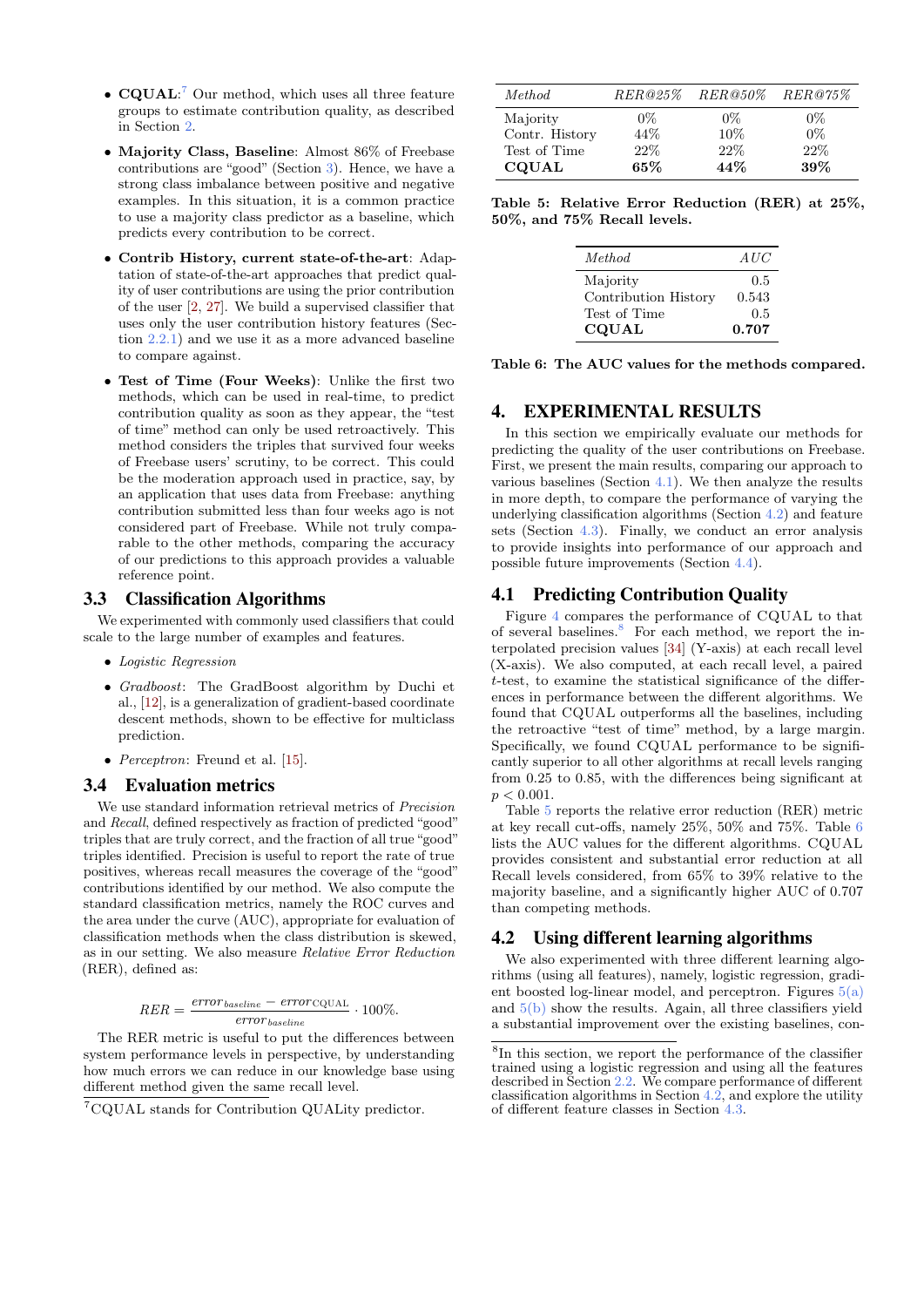- **CQUAL**:[7] Our method, which uses all three feature groups to estimate contribution quality, as described in Section 2.

- **Majority Class, Baseline**: Almost 86% of Freebase contributions are "good" (Section 3). Hence, we have a strong class imbalance between positive and negative examples. In this situation, it is a common practice to use a majority class predictor as a baseline, which predicts every contribution to be correct.

- **Contrib History, current state-of-the-art**: Adaptation of state-of-the-art approaches that predict quality of user contributions are using the prior contribution of the user [2, 27]. We build a supervised classifier that uses only the user contribution history features (Section 2.2.1) and we use it as a more advanced baseline to compare against.

- **Test of Time (Four Weeks)**: Unlike the first two methods, which can be used in real-time, to predict contribution quality as soon as they appear, the "test of time" method can only be used retroactively. This method considers the triples that survived four weeks of Freebase users' scrutiny, to be correct. This could be the moderation approach used in practice, say, by an application that uses data from Freebase: anything contribution submitted less than four weeks ago is not considered part of Freebase. While not truly comparable to the other methods, comparing the accuracy of our predictions to this approach provides a valuable reference point.

## 3.3 Classification Algorithms

We experimented with commonly used classifiers that could scale to the large number of examples and features.

- *Logistic Regression*
- *Gradboost*: The GradBoost algorithm by Duchi et al., [12], is a generalization of gradient-based coordinate descent methods, shown to be effective for multiclass prediction.
- *Perceptron*: Freund et al. [15].

## 3.4 Evaluation metrics

We use standard information retrieval metrics of *Precision* and *Recall*, defined respectively as fraction of predicted "good" triples that are truly correct, and the fraction of all true "good" triples identified. Precision is useful to report the rate of true positives, whereas recall measures the coverage of the "good" contributions identified by our method. We also compute the standard classification metrics, namely the ROC curves and the area under the curve (AUC), appropriate for evaluation of classification methods when the class distribution is skewed, as in our setting. We also measure *Relative Error Reduction* (RER), defined as:

$$RER = \frac{error_{baseline} - error_{\text{CQUAL}}}{error_{baseline}} \cdot 100\%.$$

The RER metric is useful to put the differences between system performance levels in perspective, by understanding how much errors we can reduce in our knowledge base using different method given the same recall level.

[7] CQUAL stands for Contribution QUALity predictor.

| *Method* | *RER@25%* | *RER@50%* | *RER@75%* |
|---|---|---|---|
| Majority | 0% | 0% | 0% |
| Contr. History | 44% | 10% | 0% |
| Test of Time | 22% | 22% | 22% |
| **CQUAL** | **65%** | **44%** | **39%** |

**Table 5: Relative Error Reduction (RER) at 25%, 50%, and 75% Recall levels.**

| *Method* | *AUC* |
|---|---|
| Majority | 0.5 |
| Contribution History | 0.543 |
| Test of Time | 0.5 |
| **CQUAL** | **0.707** |

**Table 6: The AUC values for the methods compared.**

# 4. EXPERIMENTAL RESULTS

In this section we empirically evaluate our methods for predicting the quality of the user contributions on Freebase. First, we present the main results, comparing our approach to various baselines (Section 4.1). We then analyze the results in more depth, to compare the performance of varying the underlying classification algorithms (Section 4.2) and feature sets (Section 4.3). Finally, we conduct an error analysis to provide insights into performance of our approach and possible future improvements (Section 4.4).

## 4.1 Predicting Contribution Quality

Figure 4 compares the performance of CQUAL to that of several baselines.[8] For each method, we report the interpolated precision values [34] (Y-axis) at each recall level (X-axis). We also computed, at each recall level, a paired $t$-test, to examine the statistical significance of the differences in performance between the different algorithms. We found that CQUAL outperforms all the baselines, including the retroactive "test of time" method, by a large margin. Specifically, we found CQUAL performance to be significantly superior to all other algorithms at recall levels ranging from 0.25 to 0.85, with the differences being significant at $p < 0.001$.

Table 5 reports the relative error reduction (RER) metric at key recall cut-offs, namely 25%, 50% and 75%. Table 6 lists the AUC values for the different algorithms. CQUAL provides consistent and substantial error reduction at all Recall levels considered, from 65% to 39% relative to the majority baseline, and a significantly higher AUC of 0.707 than competing methods.

## 4.2 Using different learning algorithms

We also experimented with three different learning algorithms (using all features), namely, logistic regression, gradient boosted log-linear model, and perceptron. Figures 5(a) and 5(b) show the results. Again, all three classifiers yield a substantial improvement over the existing baselines, con-

[8] In this section, we report the performance of the classifier trained using a logistic regression and using all the features described in Section 2.2. We compare performance of different classification algorithms in Section 4.2, and explore the utility of different feature classes in Section 4.3.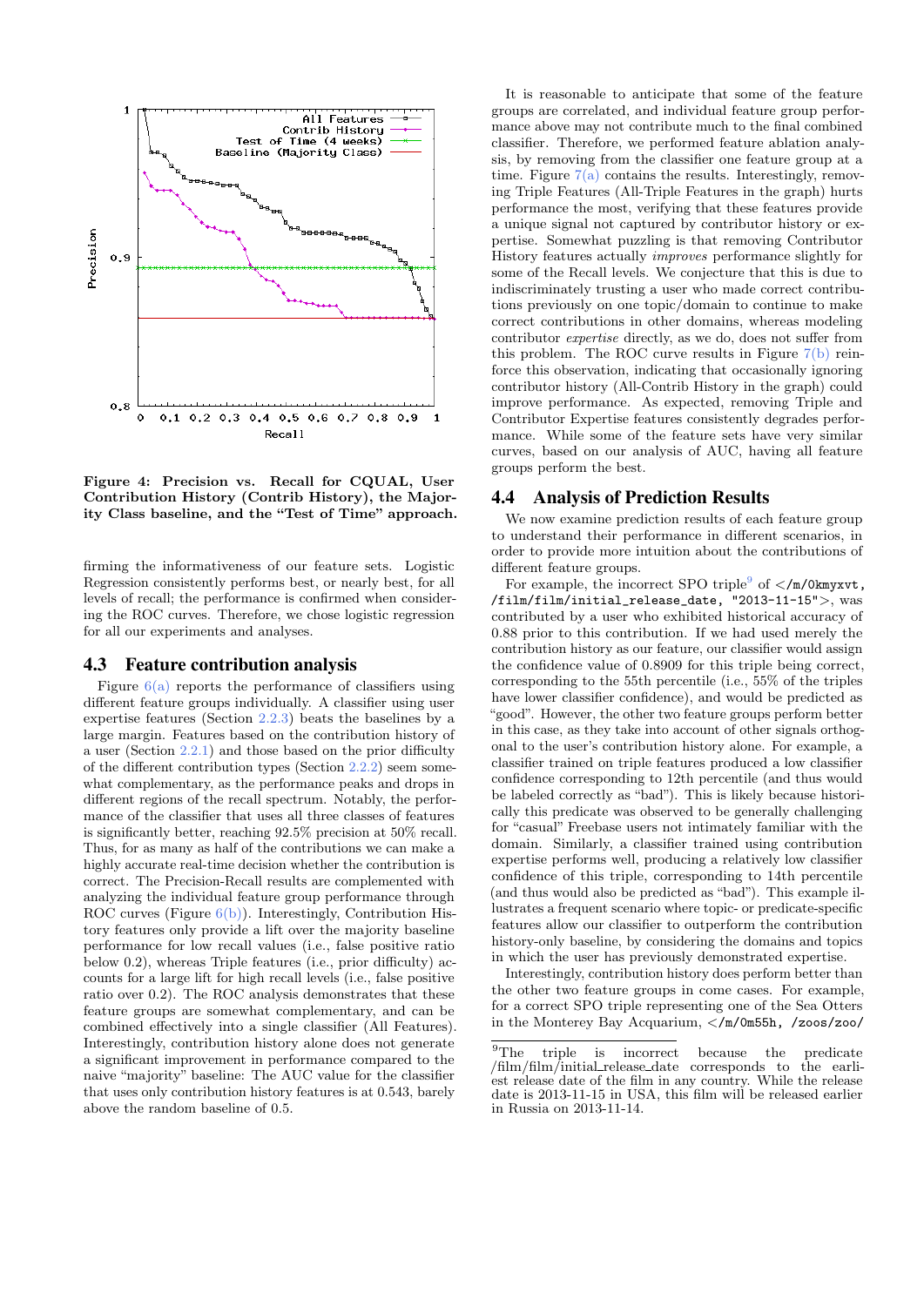Figure 4: Precision vs. Recall for CQUAL, User Contribution History (Contrib History), the Majority Class baseline, and the "Test of Time" approach.

firming the informativeness of our feature sets. Logistic Regression consistently performs best, or nearly best, for all levels of recall; the performance is confirmed when considering the ROC curves. Therefore, we chose logistic regression for all our experiments and analyses.

### 4.3 Feature contribution analysis

Figure 6(a) reports the performance of classifiers using different feature groups individually. A classifier using user expertise features (Section 2.2.3) beats the baselines by a large margin. Features based on the contribution history of a user (Section 2.2.1) and those based on the prior difficulty of the different contribution types (Section 2.2.2) seem somewhat complementary, as the performance peaks and drops in different regions of the recall spectrum. Notably, the performance of the classifier that uses all three classes of features is significantly better, reaching 92.5% precision at 50% recall. Thus, for as many as half of the contributions we can make a highly accurate real-time decision whether the contribution is correct. The Precision-Recall results are complemented with analyzing the individual feature group performance through ROC curves (Figure 6(b)). Interestingly, Contribution History features only provide a lift over the majority baseline performance for low recall values (i.e., false positive ratio below 0.2), whereas Triple features (i.e., prior difficulty) accounts for a large lift for high recall levels (i.e., false positive ratio over 0.2). The ROC analysis demonstrates that these feature groups are somewhat complementary, and can be combined effectively into a single classifier (All Features). Interestingly, contribution history alone does not generate a significant improvement in performance compared to the naive "majority" baseline: The AUC value for the classifier that uses only contribution history features is at 0.543, barely above the random baseline of 0.5.

It is reasonable to anticipate that some of the feature groups are correlated, and individual feature group performance above may not contribute much to the final combined classifier. Therefore, we performed feature ablation analysis, by removing from the classifier one feature group at a time. Figure 7(a) contains the results. Interestingly, removing Triple Features (All-Triple Features in the graph) hurts performance the most, verifying that these features provide a unique signal not captured by contributor history or expertise. Somewhat puzzling is that removing Contributor History features actually *improves* performance slightly for some of the Recall levels. We conjecture that this is due to indiscriminately trusting a user who made correct contributions previously on one topic/domain to continue to make correct contributions in other domains, whereas modeling contributor *expertise* directly, as we do, does not suffer from this problem. The ROC curve results in Figure 7(b) reinforce this observation, indicating that occasionally ignoring contributor history (All-Contrib History in the graph) could improve performance. As expected, removing Triple and Contributor Expertise features consistently degrades performance. While some of the feature sets have very similar curves, based on our analysis of AUC, having all feature groups perform the best.

### 4.4 Analysis of Prediction Results

We now examine prediction results of each feature group to understand their performance in different scenarios, in order to provide more intuition about the contributions of different feature groups.

For example, the incorrect SPO triple[9] of <`/m/0kmyxvt`, `/film/film/initial_release_date`, `"2013-11-15"`>, was contributed by a user who exhibited historical accuracy of 0.88 prior to this contribution. If we had used merely the contribution history as our feature, our classifier would assign the confidence value of 0.8909 for this triple being correct, corresponding to the 55th percentile (i.e., 55% of the triples have lower classifier confidence), and would be predicted as "good". However, the other two feature groups perform better in this case, as they take into account of other signals orthogonal to the user's contribution history alone. For example, a classifier trained on triple features produced a low classifier confidence corresponding to 12th percentile (and thus would be labeled correctly as "bad"). This is likely because historically this predicate was observed to be generally challenging for "casual" Freebase users not intimately familiar with the domain. Similarly, a classifier trained using contribution expertise performs well, producing a relatively low classifier confidence of this triple, corresponding to 14th percentile (and thus would also be predicted as "bad"). This example illustrates a frequent scenario where topic- or predicate-specific features allow our classifier to outperform the contribution history-only baseline, by considering the domains and topics in which the user has previously demonstrated expertise.

Interestingly, contribution history does perform better than the other two feature groups in come cases. For example, for a correct SPO triple representing one of the Sea Otters in the Monterey Bay Acquarium, <`/m/0m55h`, `/zoos/zoo/`

[9] The triple is incorrect because the predicate /film/film/initial_release_date corresponds to the earliest release date of the film in any country. While the release date is 2013-11-15 in USA, this film will be released earlier in Russia on 2013-11-14.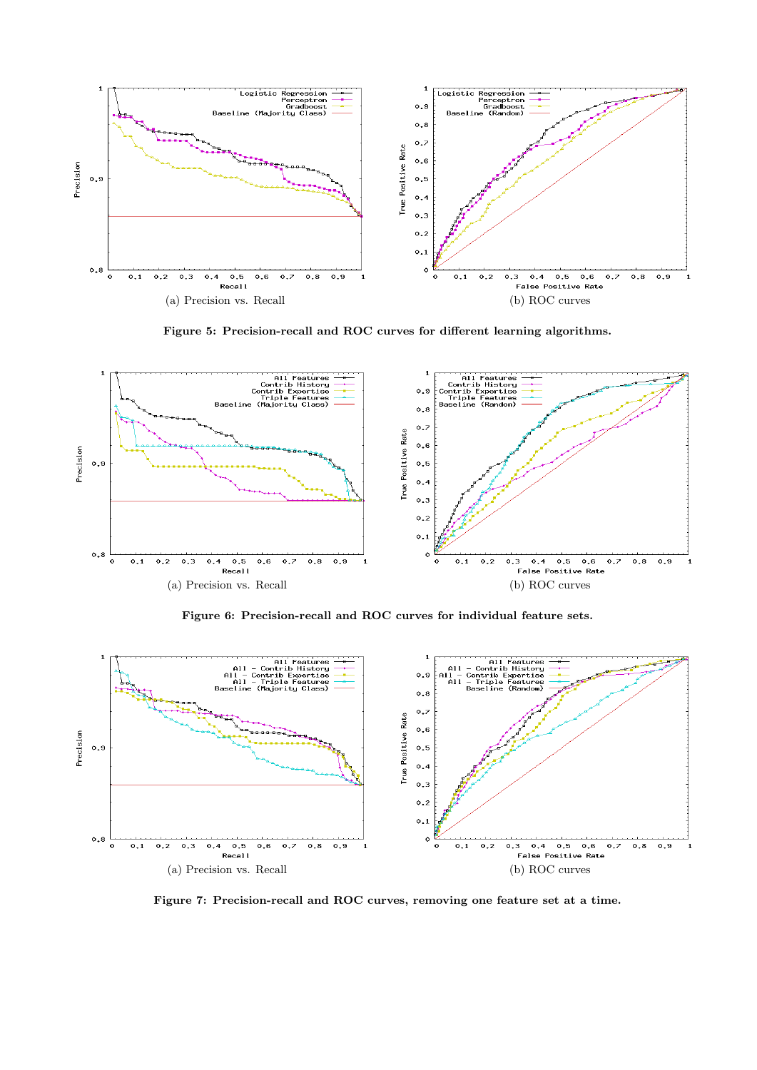(a) Precision vs. Recall

(b) ROC curves

**Figure 5: Precision-recall and ROC curves for different learning algorithms.**

(a) Precision vs. Recall

(b) ROC curves

**Figure 6: Precision-recall and ROC curves for individual feature sets.**

(a) Precision vs. Recall

(b) ROC curves

**Figure 7: Precision-recall and ROC curves, removing one feature set at a time.**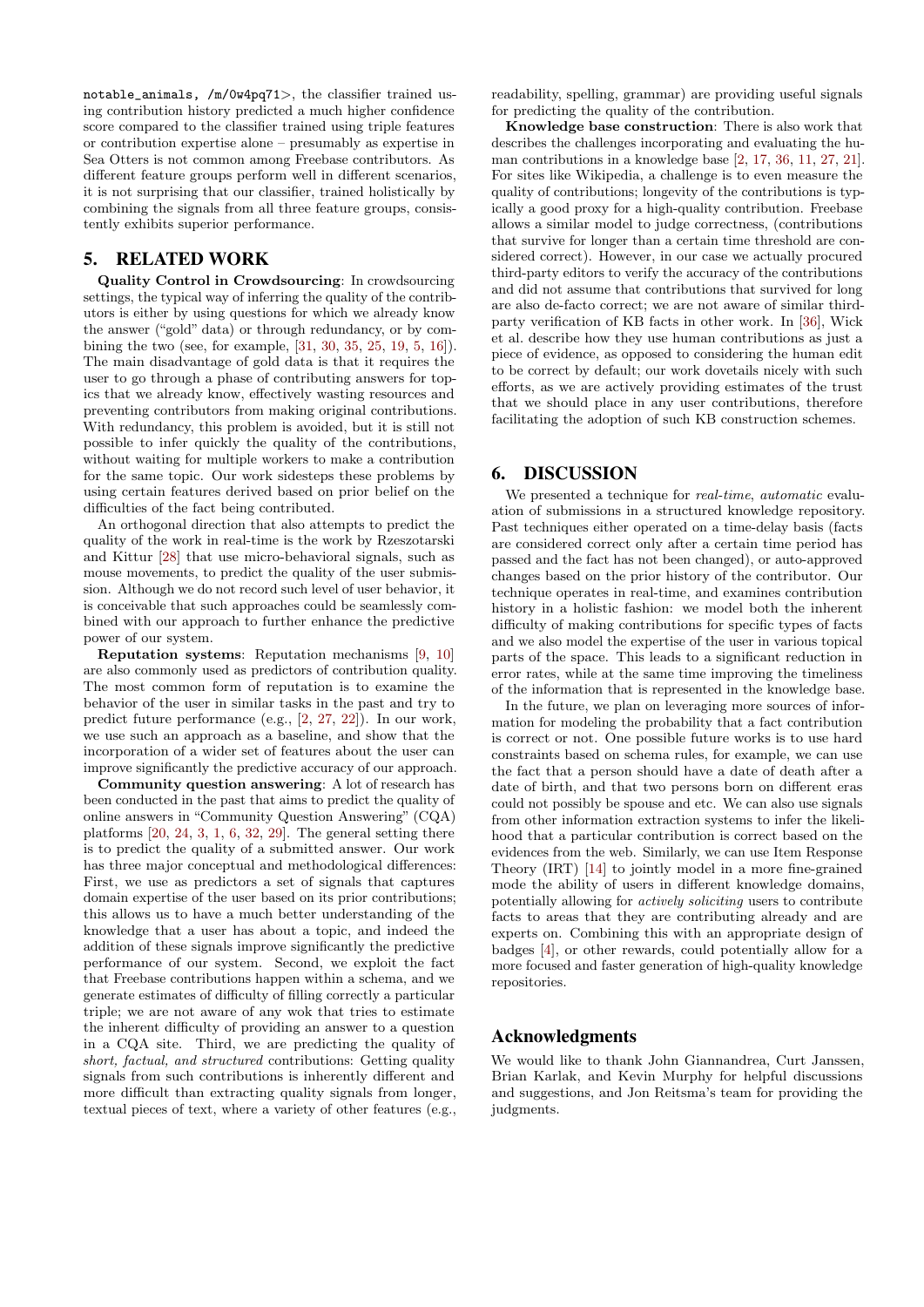notable_animals, /m/0w4pq71>, the classifier trained using contribution history predicted a much higher confidence score compared to the classifier trained using triple features or contribution expertise alone – presumably as expertise in Sea Otters is not common among Freebase contributors. As different feature groups perform well in different scenarios, it is not surprising that our classifier, trained holistically by combining the signals from all three feature groups, consistently exhibits superior performance.

## 5. RELATED WORK

**Quality Control in Crowdsourcing**: In crowdsourcing settings, the typical way of inferring the quality of the contributors is either by using questions for which we already know the answer ("gold" data) or through redundancy, or by combining the two (see, for example, [31, 30, 35, 25, 19, 5, 16]). The main disadvantage of gold data is that it requires the user to go through a phase of contributing answers for topics that we already know, effectively wasting resources and preventing contributors from making original contributions. With redundancy, this problem is avoided, but it is still not possible to infer quickly the quality of the contributions, without waiting for multiple workers to make a contribution for the same topic. Our work sidesteps these problems by using certain features derived based on prior belief on the difficulties of the fact being contributed.

An orthogonal direction that also attempts to predict the quality of the work in real-time is the work by Rzeszotarski and Kittur [28] that use micro-behavioral signals, such as mouse movements, to predict the quality of the user submission. Although we do not record such level of user behavior, it is conceivable that such approaches could be seamlessly combined with our approach to further enhance the predictive power of our system.

**Reputation systems**: Reputation mechanisms [9, 10] are also commonly used as predictors of contribution quality. The most common form of reputation is to examine the behavior of the user in similar tasks in the past and try to predict future performance (e.g., [2, 27, 22]). In our work, we use such an approach as a baseline, and show that the incorporation of a wider set of features about the user can improve significantly the predictive accuracy of our approach.

**Community question answering**: A lot of research has been conducted in the past that aims to predict the quality of online answers in "Community Question Answering" (CQA) platforms [20, 24, 3, 1, 6, 32, 29]. The general setting there is to predict the quality of a submitted answer. Our work has three major conceptual and methodological differences: First, we use as predictors a set of signals that captures domain expertise of the user based on its prior contributions; this allows us to have a much better understanding of the knowledge that a user has about a topic, and indeed the addition of these signals improve significantly the predictive performance of our system. Second, we exploit the fact that Freebase contributions happen within a schema, and we generate estimates of difficulty of filling correctly a particular triple; we are not aware of any wok that tries to estimate the inherent difficulty of providing an answer to a question in a CQA site. Third, we are predicting the quality of *short, factual, and structured* contributions: Getting quality signals from such contributions is inherently different and more difficult than extracting quality signals from longer, textual pieces of text, where a variety of other features (e.g., readability, spelling, grammar) are providing useful signals for predicting the quality of the contribution.

**Knowledge base construction**: There is also work that describes the challenges incorporating and evaluating the human contributions in a knowledge base [2, 17, 36, 11, 27, 21]. For sites like Wikipedia, a challenge is to even measure the quality of contributions; longevity of the contributions is typically a good proxy for a high-quality contribution. Freebase allows a similar model to judge correctness, (contributions that survive for longer than a certain time threshold are considered correct). However, in our case we actually procured third-party editors to verify the accuracy of the contributions and did not assume that contributions that survived for long are also de-facto correct; we are not aware of similar third-party verification of KB facts in other work. In [36], Wick et al. describe how they use human contributions as just a piece of evidence, as opposed to considering the human edit to be correct by default; our work dovetails nicely with such efforts, as we are actively providing estimates of the trust that we should place in any user contributions, therefore facilitating the adoption of such KB construction schemes.

## 6. DISCUSSION

We presented a technique for *real-time*, *automatic* evaluation of submissions in a structured knowledge repository. Past techniques either operated on a time-delay basis (facts are considered correct only after a certain time period has passed and the fact has not been changed), or auto-approved changes based on the prior history of the contributor. Our technique operates in real-time, and examines contribution history in a holistic fashion: we model both the inherent difficulty of making contributions for specific types of facts and we also model the expertise of the user in various topical parts of the space. This leads to a significant reduction in error rates, while at the same time improving the timeliness of the information that is represented in the knowledge base.

In the future, we plan on leveraging more sources of information for modeling the probability that a fact contribution is correct or not. One possible future works is to use hard constraints based on schema rules, for example, we can use the fact that a person should have a date of death after a date of birth, and that two persons born on different eras could not possibly be spouse and etc. We can also use signals from other information extraction systems to infer the likelihood that a particular contribution is correct based on the evidences from the web. Similarly, we can use Item Response Theory (IRT) [14] to jointly model in a more fine-grained mode the ability of users in different knowledge domains, potentially allowing for *actively soliciting* users to contribute facts to areas that they are contributing already and are experts on. Combining this with an appropriate design of badges [4], or other rewards, could potentially allow for a more focused and faster generation of high-quality knowledge repositories.

### Acknowledgments

We would like to thank John Giannandrea, Curt Janssen, Brian Karlak, and Kevin Murphy for helpful discussions and suggestions, and Jon Reitsma's team for providing the judgments.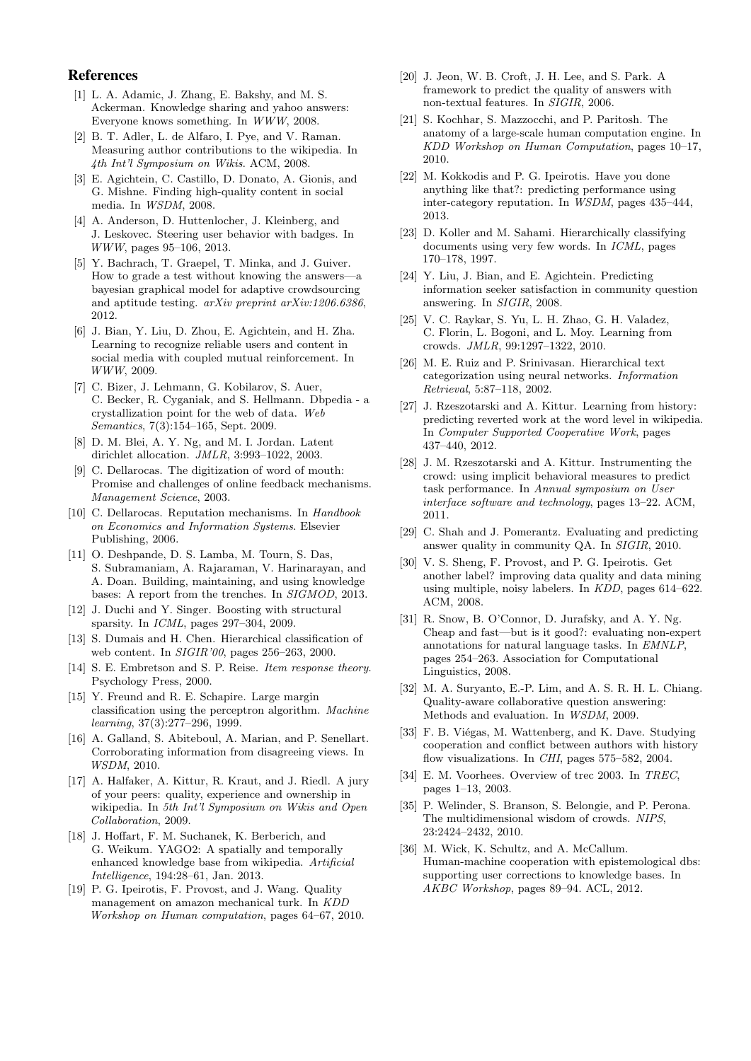## References

[1] L. A. Adamic, J. Zhang, E. Bakshy, and M. S. Ackerman. Knowledge sharing and yahoo answers: Everyone knows something. In *WWW*, 2008.

[2] B. T. Adler, L. de Alfaro, I. Pye, and V. Raman. Measuring author contributions to the wikipedia. In *4th Int'l Symposium on Wikis*. ACM, 2008.

[3] E. Agichtein, C. Castillo, D. Donato, A. Gionis, and G. Mishne. Finding high-quality content in social media. In *WSDM*, 2008.

[4] A. Anderson, D. Huttenlocher, J. Kleinberg, and J. Leskovec. Steering user behavior with badges. In *WWW*, pages 95–106, 2013.

[5] Y. Bachrach, T. Graepel, T. Minka, and J. Guiver. How to grade a test without knowing the answers—a bayesian graphical model for adaptive crowdsourcing and aptitude testing. *arXiv preprint arXiv:1206.6386*, 2012.

[6] J. Bian, Y. Liu, D. Zhou, E. Agichtein, and H. Zha. Learning to recognize reliable users and content in social media with coupled mutual reinforcement. In *WWW*, 2009.

[7] C. Bizer, J. Lehmann, G. Kobilarov, S. Auer, C. Becker, R. Cyganiak, and S. Hellmann. Dbpedia - a crystallization point for the web of data. *Web Semantics*, 7(3):154–165, Sept. 2009.

[8] D. M. Blei, A. Y. Ng, and M. I. Jordan. Latent dirichlet allocation. *JMLR*, 3:993–1022, 2003.

[9] C. Dellarocas. The digitization of word of mouth: Promise and challenges of online feedback mechanisms. *Management Science*, 2003.

[10] C. Dellarocas. Reputation mechanisms. In *Handbook on Economics and Information Systems*. Elsevier Publishing, 2006.

[11] O. Deshpande, D. S. Lamba, M. Tourn, S. Das, S. Subramaniam, A. Rajaraman, V. Harinarayan, and A. Doan. Building, maintaining, and using knowledge bases: A report from the trenches. In *SIGMOD*, 2013.

[12] J. Duchi and Y. Singer. Boosting with structural sparsity. In *ICML*, pages 297–304, 2009.

[13] S. Dumais and H. Chen. Hierarchical classification of web content. In *SIGIR'00*, pages 256–263, 2000.

[14] S. E. Embretson and S. P. Reise. *Item response theory*. Psychology Press, 2000.

[15] Y. Freund and R. E. Schapire. Large margin classification using the perceptron algorithm. *Machine learning*, 37(3):277–296, 1999.

[16] A. Galland, S. Abiteboul, A. Marian, and P. Senellart. Corroborating information from disagreeing views. In *WSDM*, 2010.

[17] A. Halfaker, A. Kittur, R. Kraut, and J. Riedl. A jury of your peers: quality, experience and ownership in wikipedia. In *5th Int'l Symposium on Wikis and Open Collaboration*, 2009.

[18] J. Hoffart, F. M. Suchanek, K. Berberich, and G. Weikum. YAGO2: A spatially and temporally enhanced knowledge base from wikipedia. *Artificial Intelligence*, 194:28–61, Jan. 2013.

[19] P. G. Ipeirotis, F. Provost, and J. Wang. Quality management on amazon mechanical turk. In *KDD Workshop on Human computation*, pages 64–67, 2010.

[20] J. Jeon, W. B. Croft, J. H. Lee, and S. Park. A framework to predict the quality of answers with non-textual features. In *SIGIR*, 2006.

[21] S. Kochhar, S. Mazzocchi, and P. Paritosh. The anatomy of a large-scale human computation engine. In *KDD Workshop on Human Computation*, pages 10–17, 2010.

[22] M. Kokkodis and P. G. Ipeirotis. Have you done anything like that?: predicting performance using inter-category reputation. In *WSDM*, pages 435–444, 2013.

[23] D. Koller and M. Sahami. Hierarchically classifying documents using very few words. In *ICML*, pages 170–178, 1997.

[24] Y. Liu, J. Bian, and E. Agichtein. Predicting information seeker satisfaction in community question answering. In *SIGIR*, 2008.

[25] V. C. Raykar, S. Yu, L. H. Zhao, G. H. Valadez, C. Florin, L. Bogoni, and L. Moy. Learning from crowds. *JMLR*, 99:1297–1322, 2010.

[26] M. E. Ruiz and P. Srinivasan. Hierarchical text categorization using neural networks. *Information Retrieval*, 5:87–118, 2002.

[27] J. Rzeszotarski and A. Kittur. Learning from history: predicting reverted work at the word level in wikipedia. In *Computer Supported Cooperative Work*, pages 437–440, 2012.

[28] J. M. Rzeszotarski and A. Kittur. Instrumenting the crowd: using implicit behavioral measures to predict task performance. In *Annual symposium on User interface software and technology*, pages 13–22. ACM, 2011.

[29] C. Shah and J. Pomerantz. Evaluating and predicting answer quality in community QA. In *SIGIR*, 2010.

[30] V. S. Sheng, F. Provost, and P. G. Ipeirotis. Get another label? improving data quality and data mining using multiple, noisy labelers. In *KDD*, pages 614–622. ACM, 2008.

[31] R. Snow, B. O'Connor, D. Jurafsky, and A. Y. Ng. Cheap and fast—but is it good?: evaluating non-expert annotations for natural language tasks. In *EMNLP*, pages 254–263. Association for Computational Linguistics, 2008.

[32] M. A. Suryanto, E.-P. Lim, and A. S. R. H. L. Chiang. Quality-aware collaborative question answering: Methods and evaluation. In *WSDM*, 2009.

[33] F. B. Viégas, M. Wattenberg, and K. Dave. Studying cooperation and conflict between authors with history flow visualizations. In *CHI*, pages 575–582, 2004.

[34] E. M. Voorhees. Overview of trec 2003. In *TREC*, pages 1–13, 2003.

[35] P. Welinder, S. Branson, S. Belongie, and P. Perona. The multidimensional wisdom of crowds. *NIPS*, 23:2424–2432, 2010.

[36] M. Wick, K. Schultz, and A. McCallum. Human-machine cooperation with epistemological dbs: supporting user corrections to knowledge bases. In *AKBC Workshop*, pages 89–94. ACL, 2012.